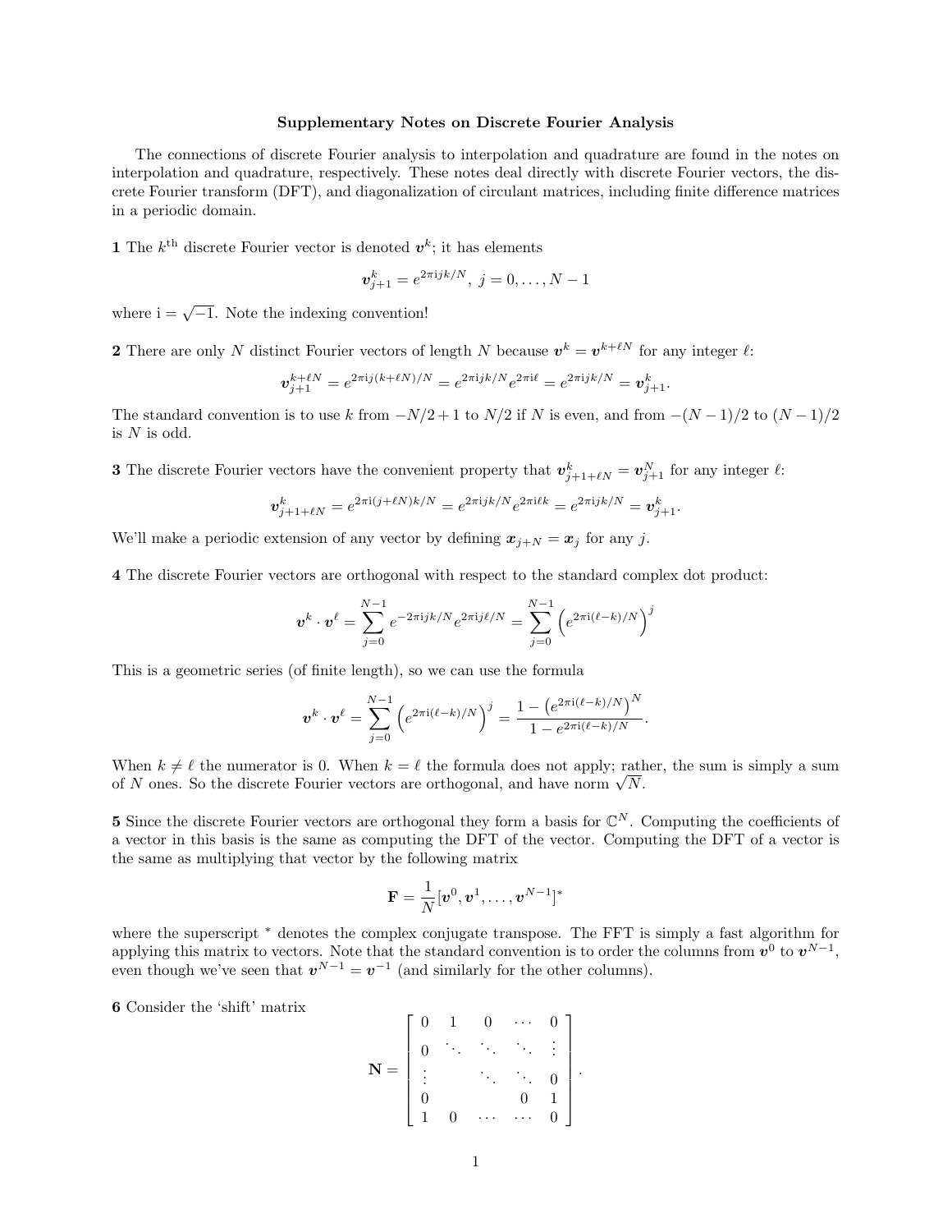# Supplementary Notes on Discrete Fourier Analysis

The connections of discrete Fourier analysis to interpolation and quadrature are found in the notes on interpolation and quadrature, respectively. These notes deal directly with discrete Fourier vectors, the discrete Fourier transform (DFT), and diagonalization of circulant matrices, including finite difference matrices in a periodic domain.

**1** The $k^{\text{th}}$ discrete Fourier vector is denoted $\boldsymbol{v}^k$; it has elements

$$\boldsymbol{v}^k_{j+1} = e^{2\pi \mathrm{i} jk/N},\ j = 0, \ldots, N-1$$

where $\mathrm{i} = \sqrt{-1}$. Note the indexing convention!

**2** There are only $N$ distinct Fourier vectors of length $N$ because $\boldsymbol{v}^k = \boldsymbol{v}^{k+\ell N}$ for any integer $\ell$:

$$\boldsymbol{v}^{k+\ell N}_{j+1} = e^{2\pi \mathrm{i} j(k+\ell N)/N} = e^{2\pi \mathrm{i} jk/N} e^{2\pi \mathrm{i} \ell} = e^{2\pi \mathrm{i} jk/N} = \boldsymbol{v}^k_{j+1}.$$

The standard convention is to use $k$ from $-N/2+1$ to $N/2$ if $N$ is even, and from $-(N-1)/2$ to $(N-1)/2$ is $N$ is odd.

**3** The discrete Fourier vectors have the convenient property that $\boldsymbol{v}^k_{j+1+\ell N} = \boldsymbol{v}^N_{j+1}$ for any integer $\ell$:

$$\boldsymbol{v}^k_{j+1+\ell N} = e^{2\pi \mathrm{i}(j+\ell N)k/N} = e^{2\pi \mathrm{i} jk/N} e^{2\pi \mathrm{i} \ell k} = e^{2\pi \mathrm{i} jk/N} = \boldsymbol{v}^k_{j+1}.$$

We'll make a periodic extension of any vector by defining $\boldsymbol{x}_{j+N} = \boldsymbol{x}_j$ for any $j$.

**4** The discrete Fourier vectors are orthogonal with respect to the standard complex dot product:

$$\boldsymbol{v}^k \cdot \boldsymbol{v}^\ell = \sum_{j=0}^{N-1} e^{-2\pi \mathrm{i} jk/N} e^{2\pi \mathrm{i} j\ell/N} = \sum_{j=0}^{N-1} \left(e^{2\pi \mathrm{i}(\ell-k)/N}\right)^j$$

This is a geometric series (of finite length), so we can use the formula

$$\boldsymbol{v}^k \cdot \boldsymbol{v}^\ell = \sum_{j=0}^{N-1} \left(e^{2\pi \mathrm{i}(\ell-k)/N}\right)^j = \frac{1 - \left(e^{2\pi \mathrm{i}(\ell-k)/N}\right)^N}{1 - e^{2\pi \mathrm{i}(\ell-k)/N}}.$$

When $k \neq \ell$ the numerator is 0. When $k = \ell$ the formula does not apply; rather, the sum is simply a sum of $N$ ones. So the discrete Fourier vectors are orthogonal, and have norm $\sqrt{N}$.

**5** Since the discrete Fourier vectors are orthogonal they form a basis for $\mathbb{C}^N$. Computing the coefficients of a vector in this basis is the same as computing the DFT of the vector. Computing the DFT of a vector is the same as multiplying that vector by the following matrix

$$\mathbf{F} = \frac{1}{N}[\boldsymbol{v}^0, \boldsymbol{v}^1, \ldots, \boldsymbol{v}^{N-1}]^*$$

where the superscript $^*$ denotes the complex conjugate transpose. The FFT is simply a fast algorithm for applying this matrix to vectors. Note that the standard convention is to order the columns from $\boldsymbol{v}^0$ to $\boldsymbol{v}^{N-1}$, even though we've seen that $\boldsymbol{v}^{N-1} = \boldsymbol{v}^{-1}$ (and similarly for the other columns).

**6** Consider the 'shift' matrix

$$\mathbf{N} = \begin{bmatrix} 0 & 1 & 0 & \cdots & 0 \\ 0 & \ddots & \ddots & \ddots & \vdots \\ \vdots & & \ddots & \ddots & 0 \\ 0 & & & 0 & 1 \\ 1 & 0 & \cdots & \cdots & 0 \end{bmatrix}.$$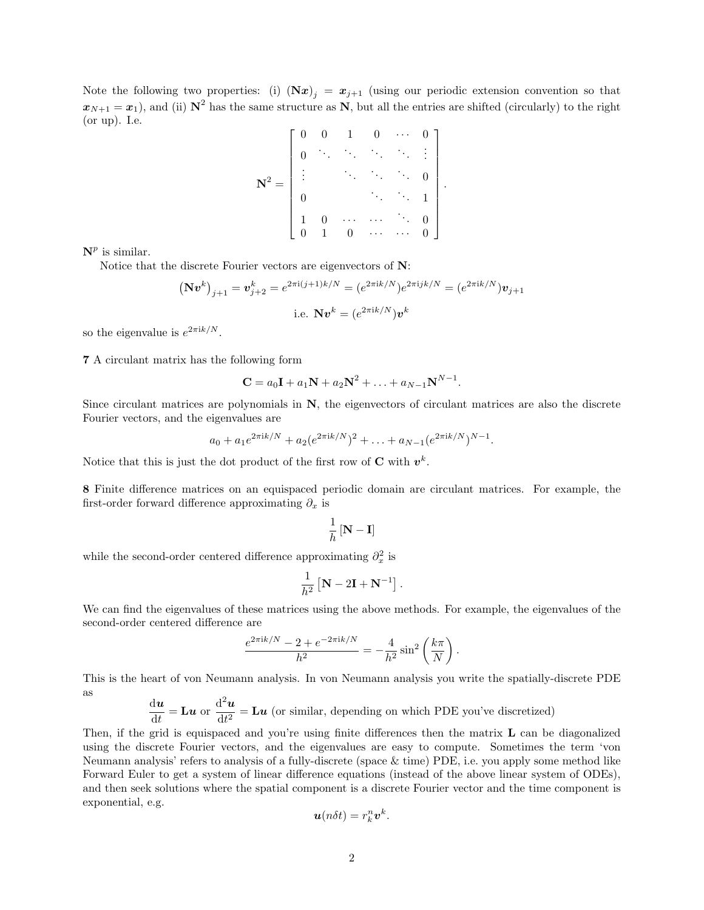Note the following two properties: (i) $(\mathbf{N}\boldsymbol{x})_j = \boldsymbol{x}_{j+1}$ (using our periodic extension convention so that $\boldsymbol{x}_{N+1} = \boldsymbol{x}_1$), and (ii) $\mathbf{N}^2$ has the same structure as $\mathbf{N}$, but all the entries are shifted (circularly) to the right (or up). I.e.

$$
\mathbf{N}^2 = \begin{bmatrix} 0 & 0 & 1 & 0 & \cdots & 0 \\ 0 & \ddots & \ddots & \ddots & \ddots & \vdots \\ \vdots & & \ddots & \ddots & \ddots & 0 \\ 0 & & & \ddots & \ddots & 1 \\ 1 & 0 & \cdots & \cdots & \ddots & 0 \\ 0 & 1 & 0 & \cdots & \cdots & 0 \end{bmatrix}.
$$

$\mathbf{N}^p$ is similar.

Notice that the discrete Fourier vectors are eigenvectors of $\mathbf{N}$:

$$
\left(\mathbf{N}\boldsymbol{v}^k\right)_{j+1} = \boldsymbol{v}^k_{j+2} = e^{2\pi \mathrm{i}(j+1)k/N} = (e^{2\pi \mathrm{i}k/N})e^{2\pi \mathrm{i}jk/N} = (e^{2\pi \mathrm{i}k/N})\boldsymbol{v}_{j+1}
$$

$$
\text{i.e. } \mathbf{N}\boldsymbol{v}^k = (e^{2\pi \mathrm{i}k/N})\boldsymbol{v}^k
$$

so the eigenvalue is $e^{2\pi \mathrm{i}k/N}$.

**7** A circulant matrix has the following form

$$
\mathbf{C} = a_0\mathbf{I} + a_1\mathbf{N} + a_2\mathbf{N}^2 + \ldots + a_{N-1}\mathbf{N}^{N-1}.
$$

Since circulant matrices are polynomials in $\mathbf{N}$, the eigenvectors of circulant matrices are also the discrete Fourier vectors, and the eigenvalues are

$$
a_0 + a_1 e^{2\pi \mathrm{i}k/N} + a_2(e^{2\pi \mathrm{i}k/N})^2 + \ldots + a_{N-1}(e^{2\pi \mathrm{i}k/N})^{N-1}.
$$

Notice that this is just the dot product of the first row of $\mathbf{C}$ with $\boldsymbol{v}^k$.

**8** Finite difference matrices on an equispaced periodic domain are circulant matrices. For example, the first-order forward difference approximating $\partial_x$ is

$$
\frac{1}{h}\left[\mathbf{N} - \mathbf{I}\right]
$$

while the second-order centered difference approximating $\partial_x^2$ is

$$
\frac{1}{h^2}\left[\mathbf{N} - 2\mathbf{I} + \mathbf{N}^{-1}\right].
$$

We can find the eigenvalues of these matrices using the above methods. For example, the eigenvalues of the second-order centered difference are

$$
\frac{e^{2\pi \mathrm{i}k/N} - 2 + e^{-2\pi \mathrm{i}k/N}}{h^2} = -\frac{4}{h^2}\sin^2\left(\frac{k\pi}{N}\right).
$$

This is the heart of von Neumann analysis. In von Neumann analysis you write the spatially-discrete PDE as

$$
\frac{\mathrm{d}\boldsymbol{u}}{\mathrm{d}t} = \mathbf{L}\boldsymbol{u} \text{ or } \frac{\mathrm{d}^2\boldsymbol{u}}{\mathrm{d}t^2} = \mathbf{L}\boldsymbol{u} \text{ (or similar, depending on which PDE you've discretized)}
$$

Then, if the grid is equispaced and you're using finite differences then the matrix $\mathbf{L}$ can be diagonalized using the discrete Fourier vectors, and the eigenvalues are easy to compute. Sometimes the term 'von Neumann analysis' refers to analysis of a fully-discrete (space & time) PDE, i.e. you apply some method like Forward Euler to get a system of linear difference equations (instead of the above linear system of ODEs), and then seek solutions where the spatial component is a discrete Fourier vector and the time component is exponential, e.g.

$$
\boldsymbol{u}(n\delta t) = r_k^n \boldsymbol{v}^k.
$$